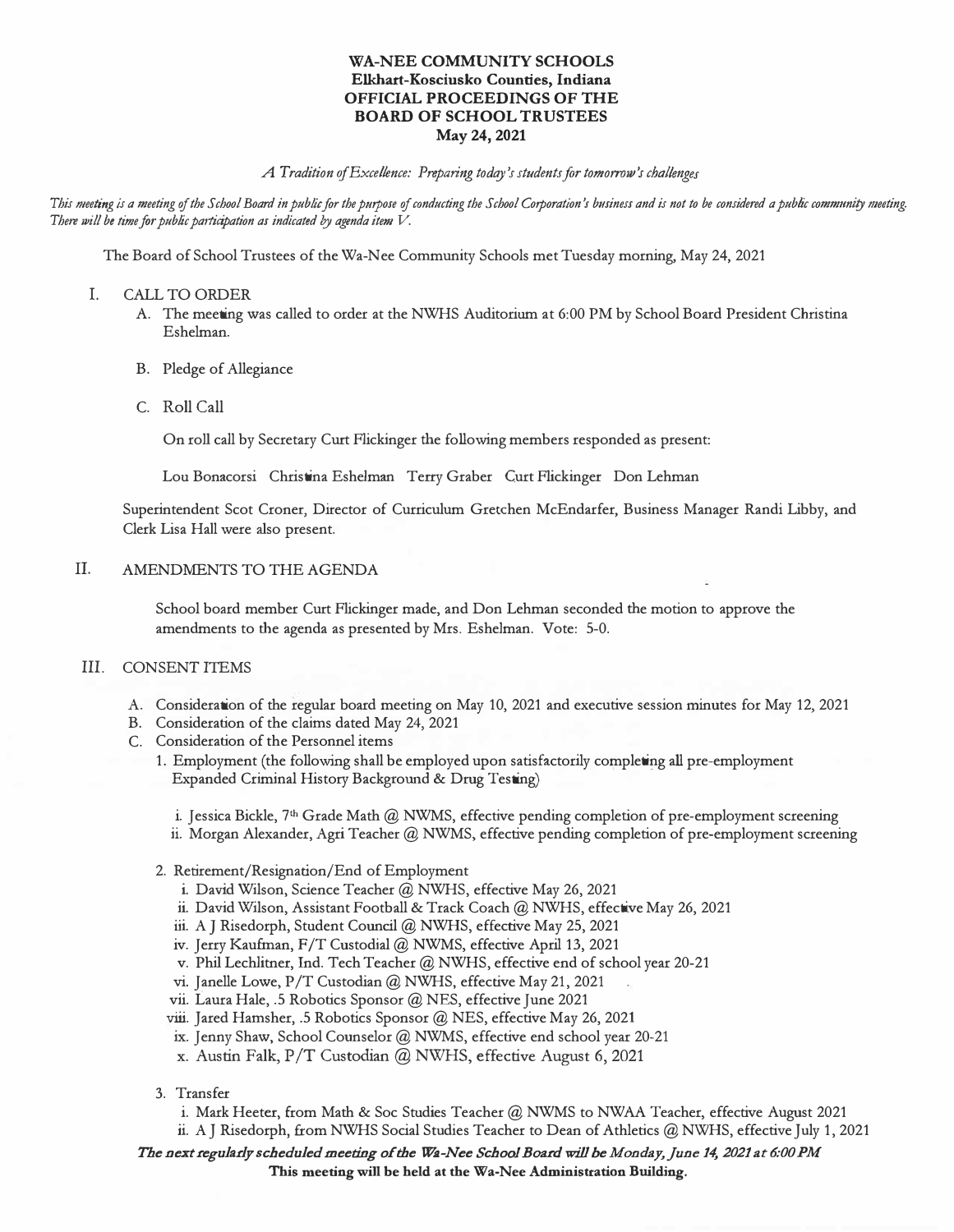**WA-NEE COMMUNITY SCHOOLS**
**Elkhart-Kosciusko Counties, Indiana**
**OFFICIAL PROCEEDINGS OF THE**
**BOARD OF SCHOOL TRUSTEES**
**May 24, 2021**

*A Tradition of Excellence: Preparing today's students for tomorrow's challenges*

*This meeting is a meeting of the School Board in public for the purpose of conducting the School Corporation's business and is not to be considered a public community meeting. There will be time for public participation as indicated by agenda item V.*

The Board of School Trustees of the Wa-Nee Community Schools met Tuesday morning, May 24, 2021

I. CALL TO ORDER

A. The meeting was called to order at the NWHS Auditorium at 6:00 PM by School Board President Christina Eshelman.

B. Pledge of Allegiance

C. Roll Call

On roll call by Secretary Curt Flickinger the following members responded as present:

Lou Bonacorsi Christina Eshelman Terry Graber Curt Flickinger Don Lehman

Superintendent Scot Croner, Director of Curriculum Gretchen McEndarfer, Business Manager Randi Libby, and Clerk Lisa Hall were also present.

II. AMENDMENTS TO THE AGENDA

School board member Curt Flickinger made, and Don Lehman seconded the motion to approve the amendments to the agenda as presented by Mrs. Eshelman. Vote: 5-0.

III. CONSENT ITEMS

A. Consideration of the regular board meeting on May 10, 2021 and executive session minutes for May 12, 2021
B. Consideration of the claims dated May 24, 2021
C. Consideration of the Personnel items

1. Employment (the following shall be employed upon satisfactorily completing all pre-employment Expanded Criminal History Background & Drug Testing)

   i. Jessica Bickle, 7th Grade Math @ NWMS, effective pending completion of pre-employment screening
   ii. Morgan Alexander, Agri Teacher @ NWMS, effective pending completion of pre-employment screening

2. Retirement/Resignation/End of Employment

   i. David Wilson, Science Teacher @ NWHS, effective May 26, 2021
   ii. David Wilson, Assistant Football & Track Coach @ NWHS, effective May 26, 2021
   iii. A J Risedorph, Student Council @ NWHS, effective May 25, 2021
   iv. Jerry Kaufman, F/T Custodial @ NWMS, effective April 13, 2021
   v. Phil Lechlitner, Ind. Tech Teacher @ NWHS, effective end of school year 20-21
   vi. Janelle Lowe, P/T Custodian @ NWHS, effective May 21, 2021
   vii. Laura Hale, .5 Robotics Sponsor @ NES, effective June 2021
   viii. Jared Hamsher, .5 Robotics Sponsor @ NES, effective May 26, 2021
   ix. Jenny Shaw, School Counselor @ NWMS, effective end school year 20-21
   x. Austin Falk, P/T Custodian @ NWHS, effective August 6, 2021

3. Transfer

   i. Mark Heeter, from Math & Soc Studies Teacher @ NWMS to NWAA Teacher, effective August 2021
   ii. A J Risedorph, from NWHS Social Studies Teacher to Dean of Athletics @ NWHS, effective July 1, 2021

***The next regularly scheduled meeting of the Wa-Nee School Board will be Monday, June 14, 2021 at 6:00 PM***
**This meeting will be held at the Wa-Nee Administration Building.**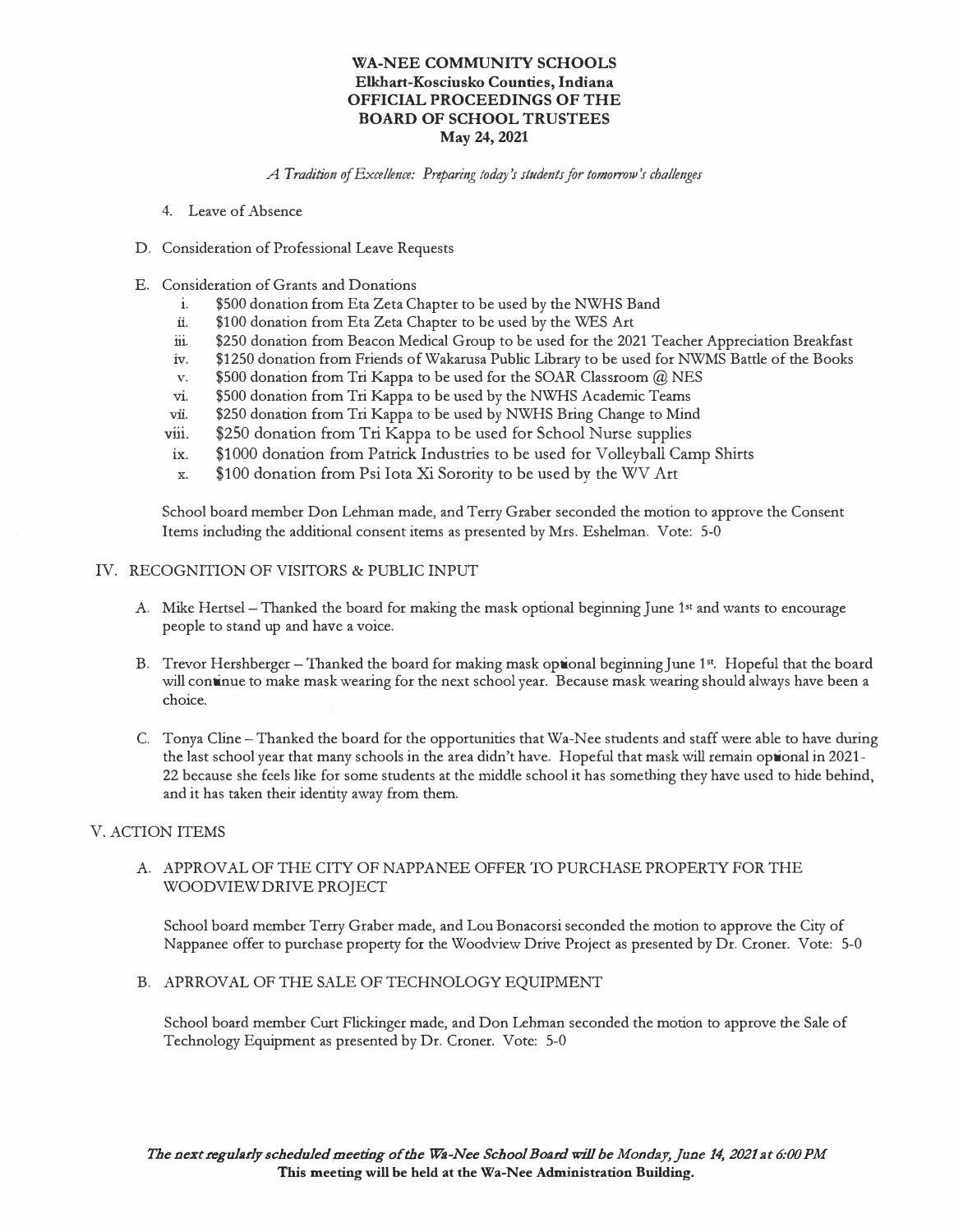**WA-NEE COMMUNITY SCHOOLS**
**Elkhart-Kosciusko Counties, Indiana**
**OFFICIAL PROCEEDINGS OF THE**
**BOARD OF SCHOOL TRUSTEES**
**May 24, 2021**

*A Tradition of Excellence: Preparing today's students for tomorrow's challenges*

4. Leave of Absence

D. Consideration of Professional Leave Requests

E. Consideration of Grants and Donations
   i. $500 donation from Eta Zeta Chapter to be used by the NWHS Band
   ii. $100 donation from Eta Zeta Chapter to be used by the WES Art
   iii. $250 donation from Beacon Medical Group to be used for the 2021 Teacher Appreciation Breakfast
   iv. $1250 donation from Friends of Wakarusa Public Library to be used for NWMS Battle of the Books
   v. $500 donation from Tri Kappa to be used for the SOAR Classroom @ NES
   vi. $500 donation from Tri Kappa to be used by the NWHS Academic Teams
   vii. $250 donation from Tri Kappa to be used by NWHS Bring Change to Mind
   viii. $250 donation from Tri Kappa to be used for School Nurse supplies
   ix. $1000 donation from Patrick Industries to be used for Volleyball Camp Shirts
   x. $100 donation from Psi Iota Xi Sorority to be used by the WV Art

School board member Don Lehman made, and Terry Graber seconded the motion to approve the Consent Items including the additional consent items as presented by Mrs. Eshelman. Vote: 5-0

IV. RECOGNITION OF VISITORS & PUBLIC INPUT

A. Mike Hertsel – Thanked the board for making the mask optional beginning June 1st and wants to encourage people to stand up and have a voice.

B. Trevor Hershberger – Thanked the board for making mask optional beginning June 1st. Hopeful that the board will continue to make mask wearing for the next school year. Because mask wearing should always have been a choice.

C. Tonya Cline – Thanked the board for the opportunities that Wa-Nee students and staff were able to have during the last school year that many schools in the area didn't have. Hopeful that mask will remain optional in 2021-22 because she feels like for some students at the middle school it has something they have used to hide behind, and it has taken their identity away from them.

V. ACTION ITEMS

A. APPROVAL OF THE CITY OF NAPPANEE OFFER TO PURCHASE PROPERTY FOR THE WOODVIEW DRIVE PROJECT

School board member Terry Graber made, and Lou Bonacorsi seconded the motion to approve the City of Nappanee offer to purchase property for the Woodview Drive Project as presented by Dr. Croner. Vote: 5-0

B. APRROVAL OF THE SALE OF TECHNOLOGY EQUIPMENT

School board member Curt Flickinger made, and Don Lehman seconded the motion to approve the Sale of Technology Equipment as presented by Dr. Croner. Vote: 5-0

***The next regularly scheduled meeting of the Wa-Nee School Board will be Monday, June 14, 2021 at 6:00 PM***
**This meeting will be held at the Wa-Nee Administration Building.**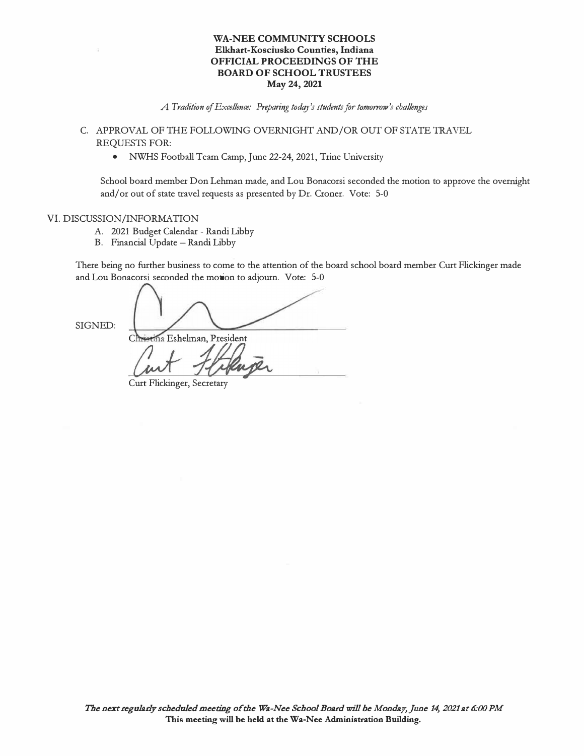**WA-NEE COMMUNITY SCHOOLS**
**Elkhart-Kosciusko Counties, Indiana**
**OFFICIAL PROCEEDINGS OF THE**
**BOARD OF SCHOOL TRUSTEES**
**May 24, 2021**

*A Tradition of Excellence: Preparing today's students for tomorrow's challenges*

C. APPROVAL OF THE FOLLOWING OVERNIGHT AND/OR OUT OF STATE TRAVEL REQUESTS FOR:

- NWHS Football Team Camp, June 22-24, 2021, Trine University

School board member Don Lehman made, and Lou Bonacorsi seconded the motion to approve the overnight and/or out of state travel requests as presented by Dr. Croner. Vote: 5-0

VI. DISCUSSION/INFORMATION

A. 2021 Budget Calendar - Randi Libby
B. Financial Update – Randi Libby

There being no further business to come to the attention of the board school board member Curt Flickinger made and Lou Bonacorsi seconded the motion to adjourn. Vote: 5-0

SIGNED:

Christina Eshelman, President

Curt Flickinger, Secretary

*The next regularly scheduled meeting of the Wa-Nee School Board will be Monday, June 14, 2021 at 6:00 PM*
**This meeting will be held at the Wa-Nee Administration Building.**